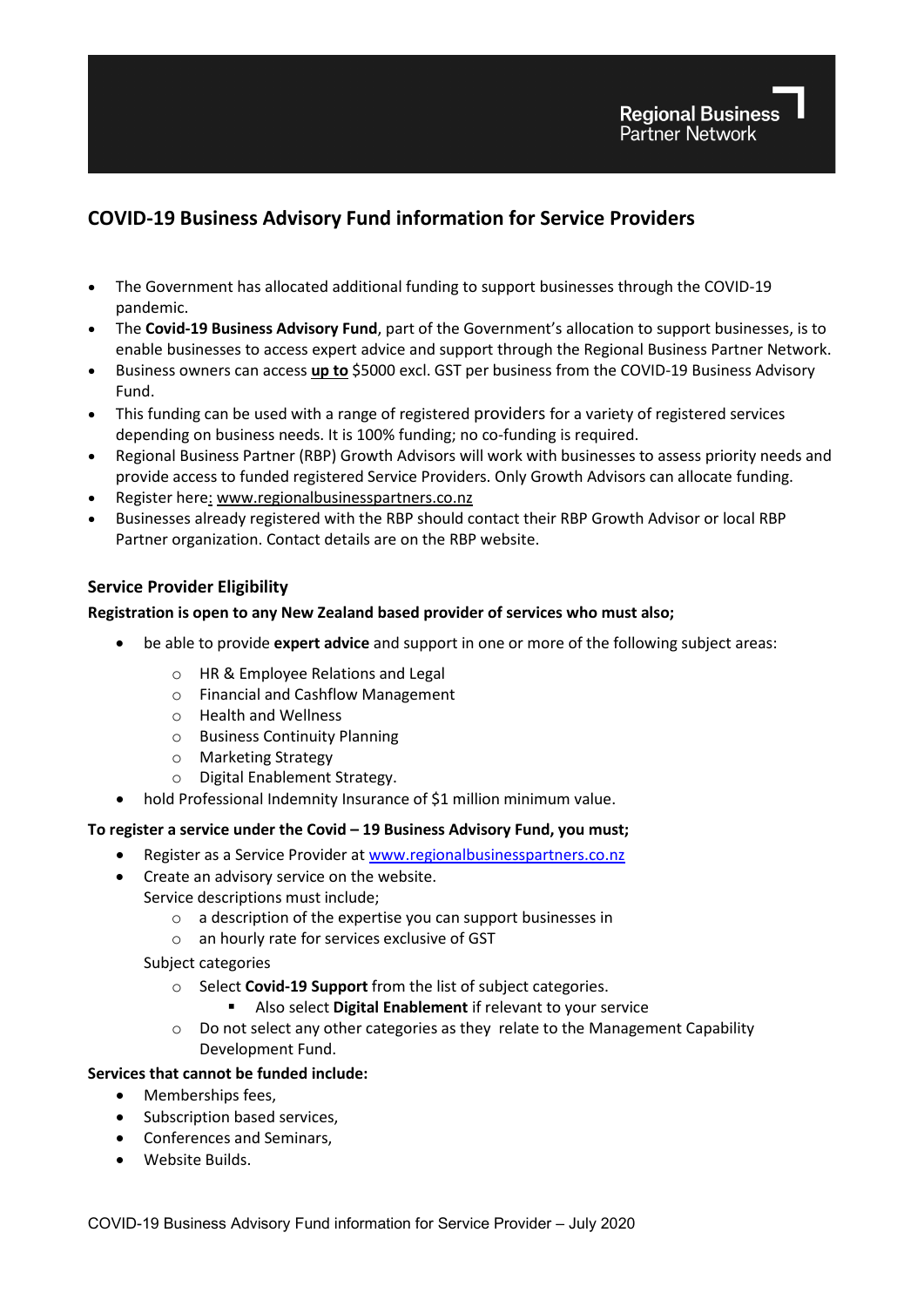Regional Business Partner Network

## COVID-19 Business Advisory Fund information for Service Providers

- The Government has allocated additional funding to support businesses through the COVID-19 pandemic.
- The **Covid-19 Business Advisory Fund**, part of the Government's allocation to support businesses, is to enable businesses to access expert advice and support through the Regional Business Partner Network.
- Business owners can access **up to** $5000 excl. GST per business from the COVID-19 Business Advisory Fund.
- This funding can be used with a range of registered providers for a variety of registered services depending on business needs. It is 100% funding; no co-funding is required.
- Regional Business Partner (RBP) Growth Advisors will work with businesses to assess priority needs and provide access to funded registered Service Providers. Only Growth Advisors can allocate funding.
- Register here: www.regionalbusinesspartners.co.nz
- Businesses already registered with the RBP should contact their RBP Growth Advisor or local RBP Partner organization. Contact details are on the RBP website.

### Service Provider Eligibility

**Registration is open to any New Zealand based provider of services who must also;**

- be able to provide **expert advice** and support in one or more of the following subject areas:
  - HR & Employee Relations and Legal
  - Financial and Cashflow Management
  - Health and Wellness
  - Business Continuity Planning
  - Marketing Strategy
  - Digital Enablement Strategy.
- hold Professional Indemnity Insurance of $1 million minimum value.

**To register a service under the Covid – 19 Business Advisory Fund, you must;**

- Register as a Service Provider at www.regionalbusinesspartners.co.nz
- Create an advisory service on the website.
  Service descriptions must include;
  - a description of the expertise you can support businesses in
  - an hourly rate for services exclusive of GST

  Subject categories
  - Select **Covid-19 Support** from the list of subject categories.
    - Also select **Digital Enablement** if relevant to your service
  - Do not select any other categories as they relate to the Management Capability Development Fund.

**Services that cannot be funded include:**

- Memberships fees,
- Subscription based services,
- Conferences and Seminars,
- Website Builds.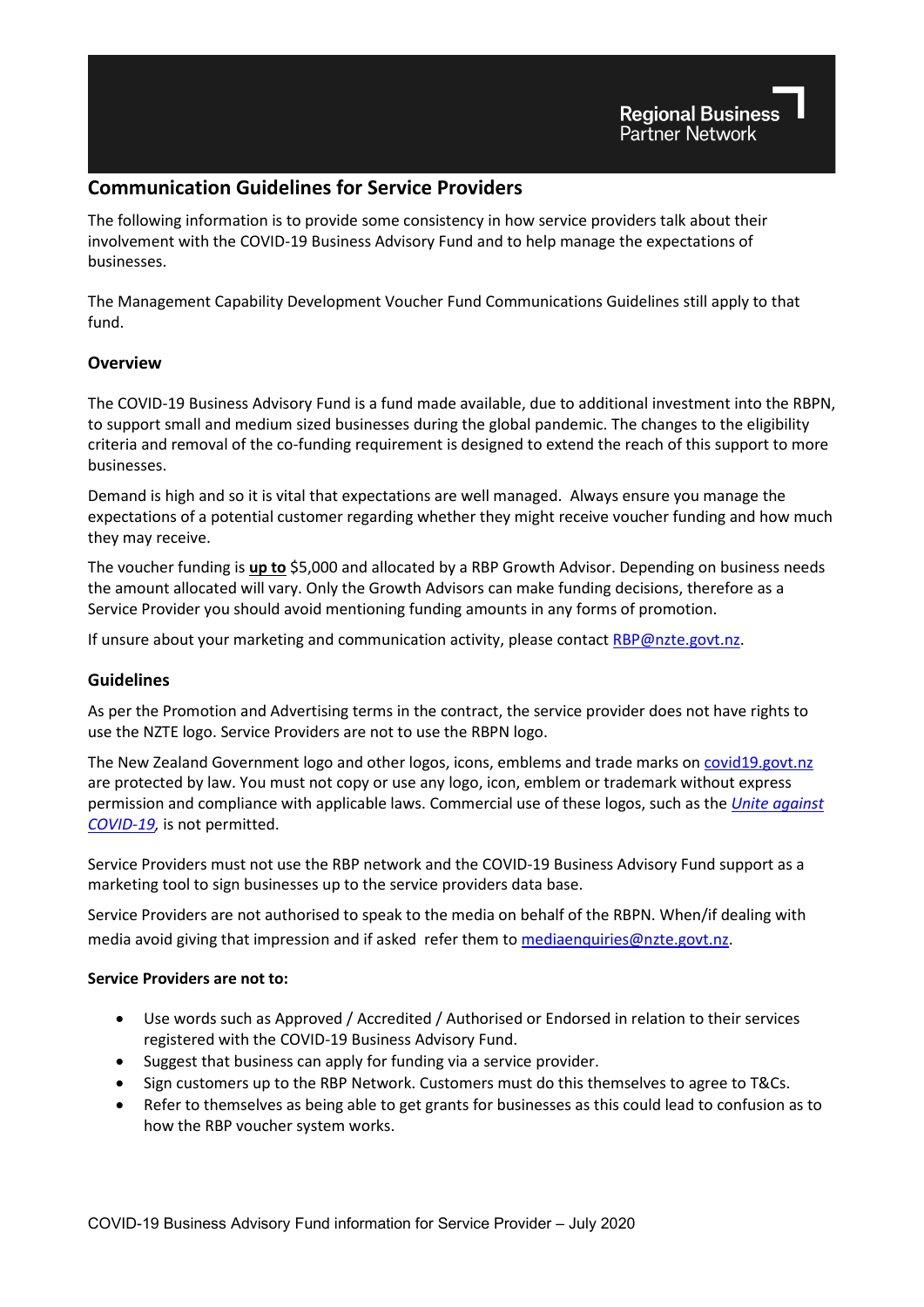Regional Business Partner Network

## Communication Guidelines for Service Providers

The following information is to provide some consistency in how service providers talk about their involvement with the COVID-19 Business Advisory Fund and to help manage the expectations of businesses.

The Management Capability Development Voucher Fund Communications Guidelines still apply to that fund.

### Overview

The COVID-19 Business Advisory Fund is a fund made available, due to additional investment into the RBPN, to support small and medium sized businesses during the global pandemic. The changes to the eligibility criteria and removal of the co-funding requirement is designed to extend the reach of this support to more businesses.

Demand is high and so it is vital that expectations are well managed. Always ensure you manage the expectations of a potential customer regarding whether they might receive voucher funding and how much they may receive.

The voucher funding is **up to** $5,000 and allocated by a RBP Growth Advisor. Depending on business needs the amount allocated will vary. Only the Growth Advisors can make funding decisions, therefore as a Service Provider you should avoid mentioning funding amounts in any forms of promotion.

If unsure about your marketing and communication activity, please contact RBP@nzte.govt.nz.

### Guidelines

As per the Promotion and Advertising terms in the contract, the service provider does not have rights to use the NZTE logo. Service Providers are not to use the RBPN logo.

The New Zealand Government logo and other logos, icons, emblems and trade marks on covid19.govt.nz are protected by law. You must not copy or use any logo, icon, emblem or trademark without express permission and compliance with applicable laws. Commercial use of these logos, such as the *Unite against COVID-19*, is not permitted.

Service Providers must not use the RBP network and the COVID-19 Business Advisory Fund support as a marketing tool to sign businesses up to the service providers data base.

Service Providers are not authorised to speak to the media on behalf of the RBPN. When/if dealing with media avoid giving that impression and if asked refer them to mediaenquiries@nzte.govt.nz.

**Service Providers are not to:**

- Use words such as Approved / Accredited / Authorised or Endorsed in relation to their services registered with the COVID-19 Business Advisory Fund.
- Suggest that business can apply for funding via a service provider.
- Sign customers up to the RBP Network. Customers must do this themselves to agree to T&Cs.
- Refer to themselves as being able to get grants for businesses as this could lead to confusion as to how the RBP voucher system works.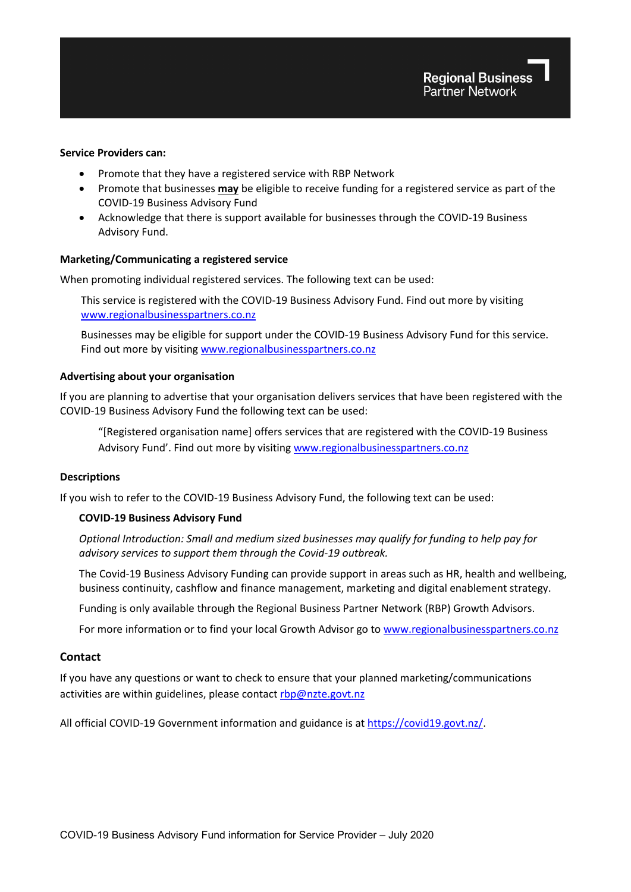**Service Providers can:**

- Promote that they have a registered service with RBP Network
- Promote that businesses **may** be eligible to receive funding for a registered service as part of the COVID-19 Business Advisory Fund
- Acknowledge that there is support available for businesses through the COVID-19 Business Advisory Fund.

**Marketing/Communicating a registered service**

When promoting individual registered services. The following text can be used:

> This service is registered with the COVID-19 Business Advisory Fund. Find out more by visiting www.regionalbusinesspartners.co.nz
>
> Businesses may be eligible for support under the COVID-19 Business Advisory Fund for this service. Find out more by visiting www.regionalbusinesspartners.co.nz

**Advertising about your organisation**

If you are planning to advertise that your organisation delivers services that have been registered with the COVID-19 Business Advisory Fund the following text can be used:

> "[Registered organisation name] offers services that are registered with the COVID-19 Business Advisory Fund'. Find out more by visiting www.regionalbusinesspartners.co.nz

**Descriptions**

If you wish to refer to the COVID-19 Business Advisory Fund, the following text can be used:

> **COVID-19 Business Advisory Fund**
>
> *Optional Introduction: Small and medium sized businesses may qualify for funding to help pay for advisory services to support them through the Covid-19 outbreak.*
>
> The Covid-19 Business Advisory Funding can provide support in areas such as HR, health and wellbeing, business continuity, cashflow and finance management, marketing and digital enablement strategy.
>
> Funding is only available through the Regional Business Partner Network (RBP) Growth Advisors.
>
> For more information or to find your local Growth Advisor go to www.regionalbusinesspartners.co.nz

**Contact**

If you have any questions or want to check to ensure that your planned marketing/communications activities are within guidelines, please contact rbp@nzte.govt.nz

All official COVID-19 Government information and guidance is at https://covid19.govt.nz/.